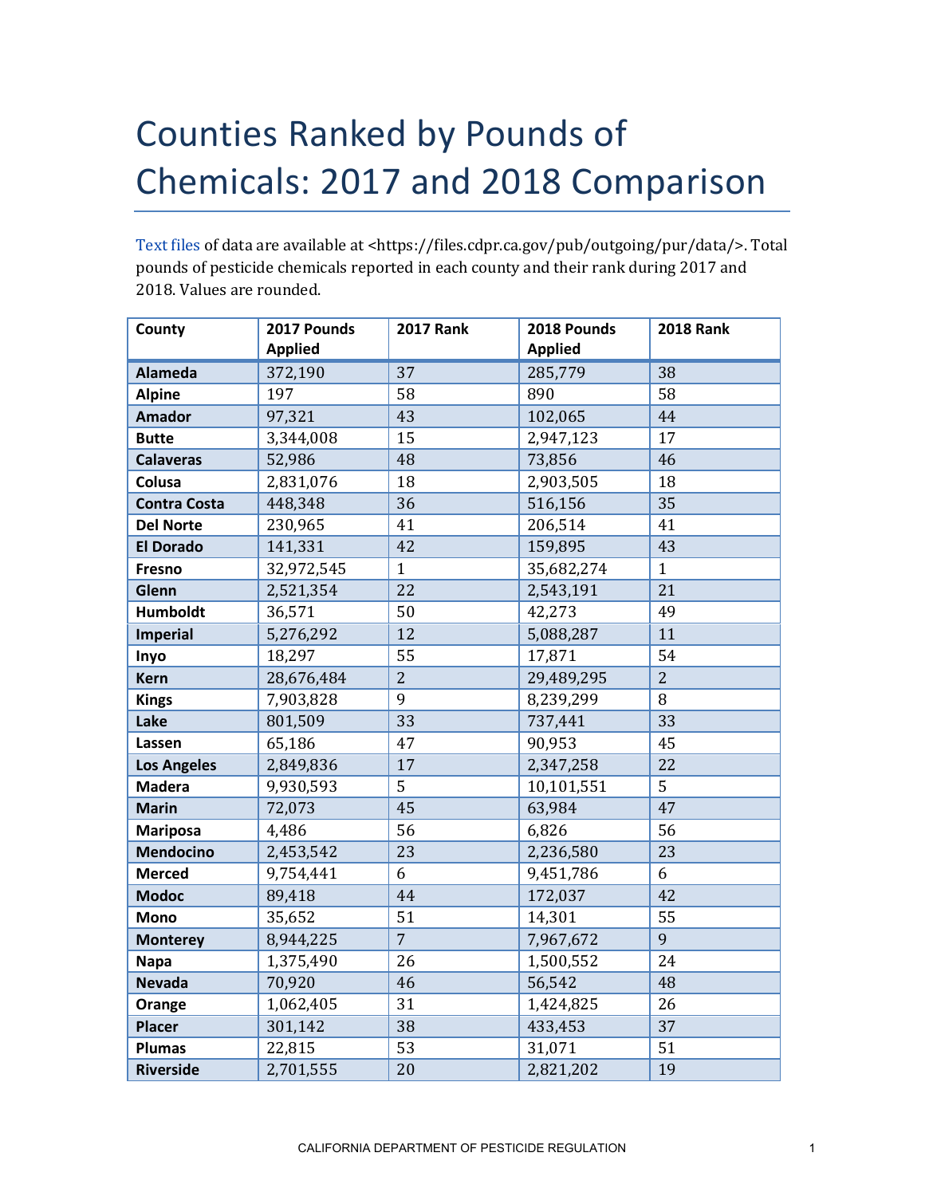# Counties Ranked by Pounds of Chemicals: 2017 and 2018 Comparison

Text files of data are available at <https://files.cdpr.ca.gov/pub/outgoing/pur/data/>. Total pounds of pesticide chemicals reported in each county and their rank during 2017 and 2018. Values are rounded.

| County | 2017 Pounds Applied | 2017 Rank | 2018 Pounds Applied | 2018 Rank |
|---|---|---|---|---|
| Alameda | 372,190 | 37 | 285,779 | 38 |
| Alpine | 197 | 58 | 890 | 58 |
| Amador | 97,321 | 43 | 102,065 | 44 |
| Butte | 3,344,008 | 15 | 2,947,123 | 17 |
| Calaveras | 52,986 | 48 | 73,856 | 46 |
| Colusa | 2,831,076 | 18 | 2,903,505 | 18 |
| Contra Costa | 448,348 | 36 | 516,156 | 35 |
| Del Norte | 230,965 | 41 | 206,514 | 41 |
| El Dorado | 141,331 | 42 | 159,895 | 43 |
| Fresno | 32,972,545 | 1 | 35,682,274 | 1 |
| Glenn | 2,521,354 | 22 | 2,543,191 | 21 |
| Humboldt | 36,571 | 50 | 42,273 | 49 |
| Imperial | 5,276,292 | 12 | 5,088,287 | 11 |
| Inyo | 18,297 | 55 | 17,871 | 54 |
| Kern | 28,676,484 | 2 | 29,489,295 | 2 |
| Kings | 7,903,828 | 9 | 8,239,299 | 8 |
| Lake | 801,509 | 33 | 737,441 | 33 |
| Lassen | 65,186 | 47 | 90,953 | 45 |
| Los Angeles | 2,849,836 | 17 | 2,347,258 | 22 |
| Madera | 9,930,593 | 5 | 10,101,551 | 5 |
| Marin | 72,073 | 45 | 63,984 | 47 |
| Mariposa | 4,486 | 56 | 6,826 | 56 |
| Mendocino | 2,453,542 | 23 | 2,236,580 | 23 |
| Merced | 9,754,441 | 6 | 9,451,786 | 6 |
| Modoc | 89,418 | 44 | 172,037 | 42 |
| Mono | 35,652 | 51 | 14,301 | 55 |
| Monterey | 8,944,225 | 7 | 7,967,672 | 9 |
| Napa | 1,375,490 | 26 | 1,500,552 | 24 |
| Nevada | 70,920 | 46 | 56,542 | 48 |
| Orange | 1,062,405 | 31 | 1,424,825 | 26 |
| Placer | 301,142 | 38 | 433,453 | 37 |
| Plumas | 22,815 | 53 | 31,071 | 51 |
| Riverside | 2,701,555 | 20 | 2,821,202 | 19 |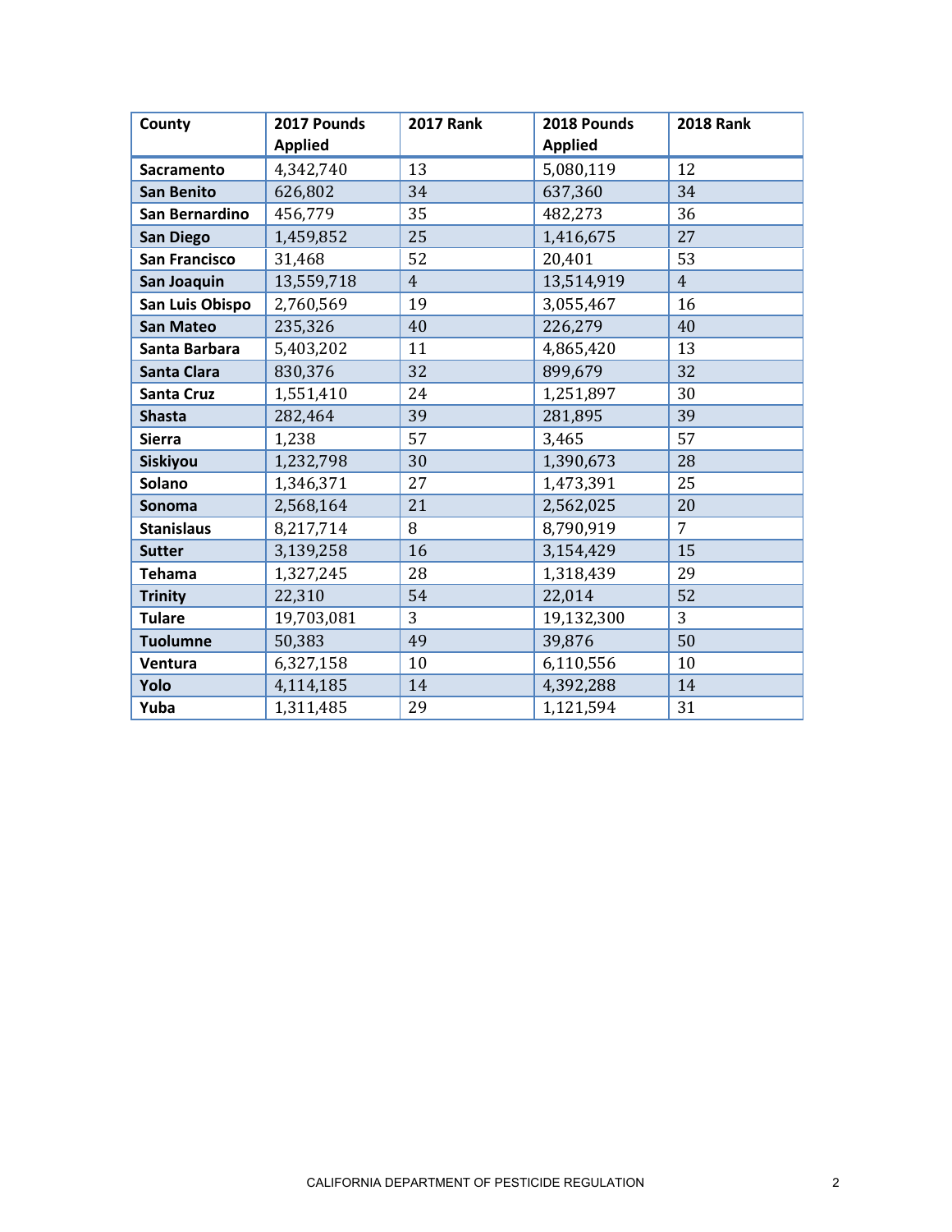| County | 2017 Pounds Applied | 2017 Rank | 2018 Pounds Applied | 2018 Rank |
|---|---|---|---|---|
| Sacramento | 4,342,740 | 13 | 5,080,119 | 12 |
| San Benito | 626,802 | 34 | 637,360 | 34 |
| San Bernardino | 456,779 | 35 | 482,273 | 36 |
| San Diego | 1,459,852 | 25 | 1,416,675 | 27 |
| San Francisco | 31,468 | 52 | 20,401 | 53 |
| San Joaquin | 13,559,718 | 4 | 13,514,919 | 4 |
| San Luis Obispo | 2,760,569 | 19 | 3,055,467 | 16 |
| San Mateo | 235,326 | 40 | 226,279 | 40 |
| Santa Barbara | 5,403,202 | 11 | 4,865,420 | 13 |
| Santa Clara | 830,376 | 32 | 899,679 | 32 |
| Santa Cruz | 1,551,410 | 24 | 1,251,897 | 30 |
| Shasta | 282,464 | 39 | 281,895 | 39 |
| Sierra | 1,238 | 57 | 3,465 | 57 |
| Siskiyou | 1,232,798 | 30 | 1,390,673 | 28 |
| Solano | 1,346,371 | 27 | 1,473,391 | 25 |
| Sonoma | 2,568,164 | 21 | 2,562,025 | 20 |
| Stanislaus | 8,217,714 | 8 | 8,790,919 | 7 |
| Sutter | 3,139,258 | 16 | 3,154,429 | 15 |
| Tehama | 1,327,245 | 28 | 1,318,439 | 29 |
| Trinity | 22,310 | 54 | 22,014 | 52 |
| Tulare | 19,703,081 | 3 | 19,132,300 | 3 |
| Tuolumne | 50,383 | 49 | 39,876 | 50 |
| Ventura | 6,327,158 | 10 | 6,110,556 | 10 |
| Yolo | 4,114,185 | 14 | 4,392,288 | 14 |
| Yuba | 1,311,485 | 29 | 1,121,594 | 31 |